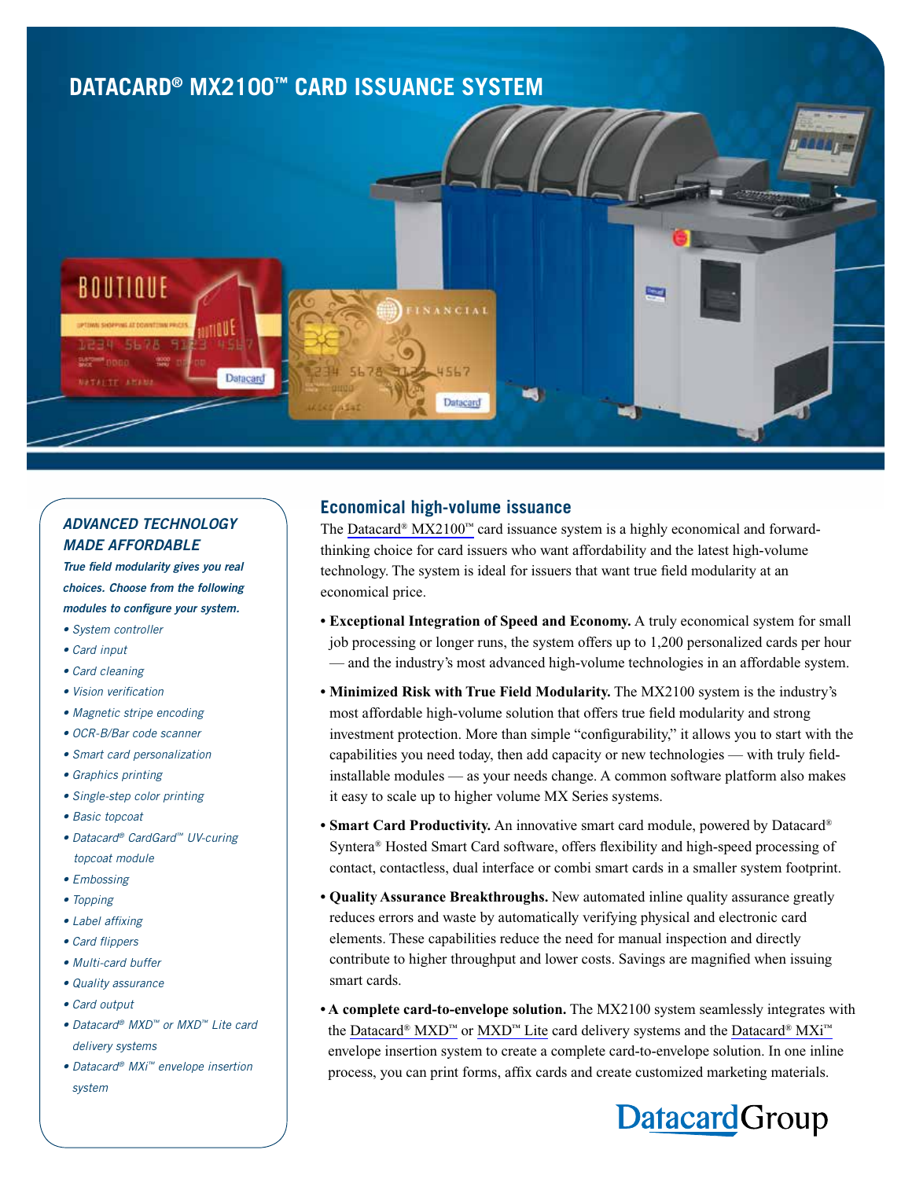# DATACARD® MX2100™ CARD ISSUANCE SYSTEM

### *ADVANCED TECHNOLOGY MADE AFFORDABLE*

***True field modularity gives you real choices. Choose from the following modules to configure your system.***

- *System controller*
- *Card input*
- *Card cleaning*
- *Vision verification*
- *Magnetic stripe encoding*
- *OCR-B/Bar code scanner*
- *Smart card personalization*
- *Graphics printing*
- *Single-step color printing*
- *Basic topcoat*
- *Datacard® CardGard™ UV-curing topcoat module*
- *Embossing*
- *Topping*
- *Label affixing*
- *Card flippers*
- *Multi-card buffer*
- *Quality assurance*
- *Card output*
- *Datacard® MXD™ or MXD™ Lite card delivery systems*
- *Datacard® MXi™ envelope insertion system*

## Economical high-volume issuance

The Datacard® MX2100™ card issuance system is a highly economical and forward-thinking choice for card issuers who want affordability and the latest high-volume technology. The system is ideal for issuers that want true field modularity at an economical price.

- **Exceptional Integration of Speed and Economy.** A truly economical system for small job processing or longer runs, the system offers up to 1,200 personalized cards per hour — and the industry's most advanced high-volume technologies in an affordable system.
- **Minimized Risk with True Field Modularity.** The MX2100 system is the industry's most affordable high-volume solution that offers true field modularity and strong investment protection. More than simple "configurability," it allows you to start with the capabilities you need today, then add capacity or new technologies — with truly field-installable modules — as your needs change. A common software platform also makes it easy to scale up to higher volume MX Series systems.
- **Smart Card Productivity.** An innovative smart card module, powered by Datacard® Syntera® Hosted Smart Card software, offers flexibility and high-speed processing of contact, contactless, dual interface or combi smart cards in a smaller system footprint.
- **Quality Assurance Breakthroughs.** New automated inline quality assurance greatly reduces errors and waste by automatically verifying physical and electronic card elements. These capabilities reduce the need for manual inspection and directly contribute to higher throughput and lower costs. Savings are magnified when issuing smart cards.
- **A complete card-to-envelope solution.** The MX2100 system seamlessly integrates with the Datacard® MXD™ or MXD™ Lite card delivery systems and the Datacard® MXi™ envelope insertion system to create a complete card-to-envelope solution. In one inline process, you can print forms, affix cards and create customized marketing materials.

DatacardGroup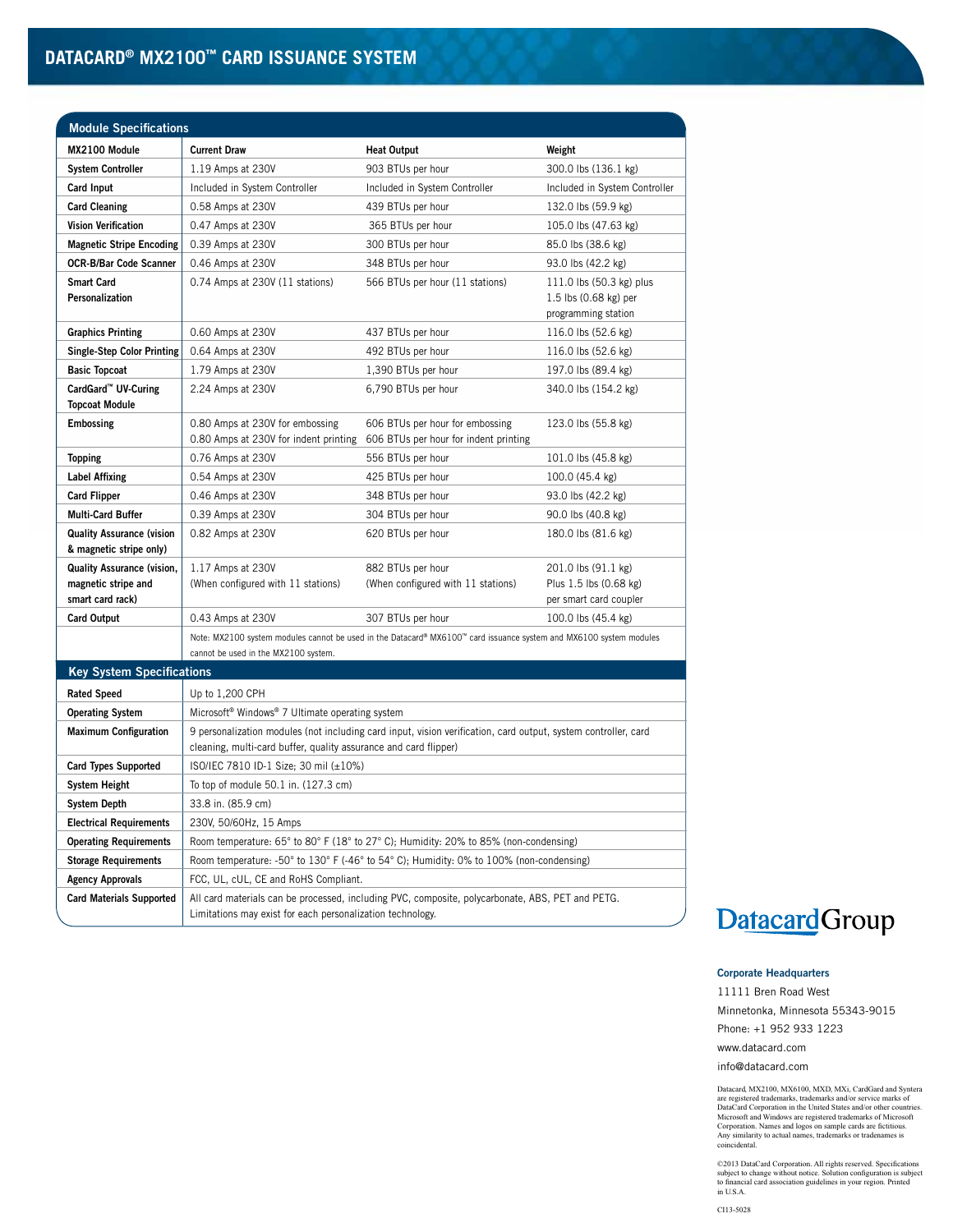# DATACARD® MX2100™ CARD ISSUANCE SYSTEM

## Module Specifications

| MX2100 Module | Current Draw | Heat Output | Weight |
|---|---|---|---|
| System Controller | 1.19 Amps at 230V | 903 BTUs per hour | 300.0 lbs (136.1 kg) |
| Card Input | Included in System Controller | Included in System Controller | Included in System Controller |
| Card Cleaning | 0.58 Amps at 230V | 439 BTUs per hour | 132.0 lbs (59.9 kg) |
| Vision Verification | 0.47 Amps at 230V | 365 BTUs per hour | 105.0 lbs (47.63 kg) |
| Magnetic Stripe Encoding | 0.39 Amps at 230V | 300 BTUs per hour | 85.0 lbs (38.6 kg) |
| OCR-B/Bar Code Scanner | 0.46 Amps at 230V | 348 BTUs per hour | 93.0 lbs (42.2 kg) |
| Smart Card Personalization | 0.74 Amps at 230V (11 stations) | 566 BTUs per hour (11 stations) | 111.0 lbs (50.3 kg) plus 1.5 lbs (0.68 kg) per programming station |
| Graphics Printing | 0.60 Amps at 230V | 437 BTUs per hour | 116.0 lbs (52.6 kg) |
| Single-Step Color Printing | 0.64 Amps at 230V | 492 BTUs per hour | 116.0 lbs (52.6 kg) |
| Basic Topcoat | 1.79 Amps at 230V | 1,390 BTUs per hour | 197.0 lbs (89.4 kg) |
| CardGard™ UV-Curing Topcoat Module | 2.24 Amps at 230V | 6,790 BTUs per hour | 340.0 lbs (154.2 kg) |
| Embossing | 0.80 Amps at 230V for embossing<br>0.80 Amps at 230V for indent printing | 606 BTUs per hour for embossing<br>606 BTUs per hour for indent printing | 123.0 lbs (55.8 kg) |
| Topping | 0.76 Amps at 230V | 556 BTUs per hour | 101.0 lbs (45.8 kg) |
| Label Affixing | 0.54 Amps at 230V | 425 BTUs per hour | 100.0 (45.4 kg) |
| Card Flipper | 0.46 Amps at 230V | 348 BTUs per hour | 93.0 lbs (42.2 kg) |
| Multi-Card Buffer | 0.39 Amps at 230V | 304 BTUs per hour | 90.0 lbs (40.8 kg) |
| Quality Assurance (vision & magnetic stripe only) | 0.82 Amps at 230V | 620 BTUs per hour | 180.0 lbs (81.6 kg) |
| Quality Assurance (vision, magnetic stripe and smart card rack) | 1.17 Amps at 230V (When configured with 11 stations) | 882 BTUs per hour (When configured with 11 stations) | 201.0 lbs (91.1 kg) Plus 1.5 lbs (0.68 kg) per smart card coupler |
| Card Output | 0.43 Amps at 230V | 307 BTUs per hour | 100.0 lbs (45.4 kg) |
| | Note: MX2100 system modules cannot be used in the Datacard® MX6100™ card issuance system and MX6100 system modules cannot be used in the MX2100 system. | | |

## Key System Specifications

| | |
|---|---|
| Rated Speed | Up to 1,200 CPH |
| Operating System | Microsoft® Windows® 7 Ultimate operating system |
| Maximum Configuration | 9 personalization modules (not including card input, vision verification, card output, system controller, card cleaning, multi-card buffer, quality assurance and card flipper) |
| Card Types Supported | ISO/IEC 7810 ID-1 Size; 30 mil (±10%) |
| System Height | To top of module 50.1 in. (127.3 cm) |
| System Depth | 33.8 in. (85.9 cm) |
| Electrical Requirements | 230V, 50/60Hz, 15 Amps |
| Operating Requirements | Room temperature: 65° to 80° F (18° to 27° C); Humidity: 20% to 85% (non-condensing) |
| Storage Requirements | Room temperature: -50° to 130° F (-46° to 54° C); Humidity: 0% to 100% (non-condensing) |
| Agency Approvals | FCC, UL, cUL, CE and RoHS Compliant. |
| Card Materials Supported | All card materials can be processed, including PVC, composite, polycarbonate, ABS, PET and PETG. Limitations may exist for each personalization technology. |

DatacardGroup

**Corporate Headquarters**

11111 Bren Road West
Minnetonka, Minnesota 55343-9015
Phone: +1 952 933 1223
www.datacard.com
info@datacard.com

Datacard, MX2100, MX6100, MXD, MXi, CardGard and Syntera are registered trademarks, trademarks and/or service marks of DataCard Corporation in the United States and/or other countries. Microsoft and Windows are registered trademarks of Microsoft Corporation. Names and logos on sample cards are fictitious. Any similarity to actual names, trademarks or tradenames is coincidental.

©2013 DataCard Corporation. All rights reserved. Specifications subject to change without notice. Solution configuration is subject to financial card association guidelines in your region. Printed in U.S.A.

CI13-5028